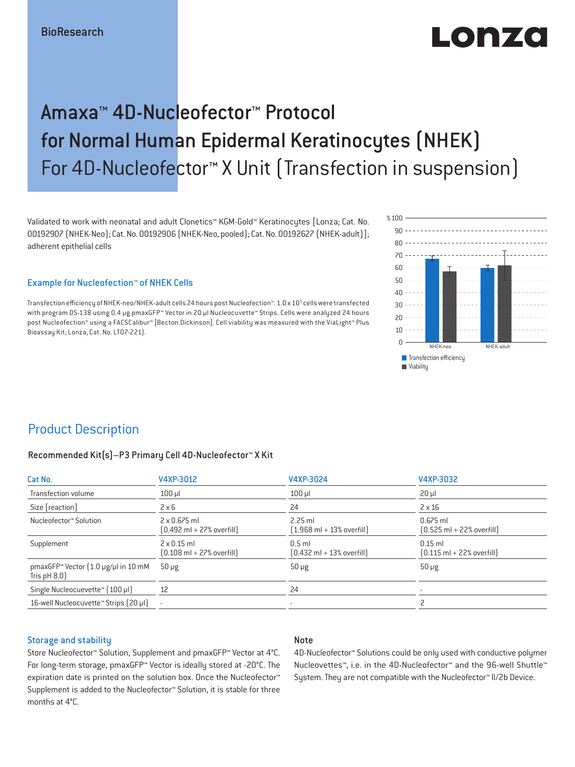BioResearch

# Amaxa™ 4D-Nucleofector™ Protocol for Normal Human Epidermal Keratinocytes (NHEK)

## For 4D-Nucleofector™ X Unit (Transfection in suspension)

Validated to work with neonatal and adult Clonetics™ KGM-Gold™ Keratinocytes [Lonza; Cat. No. 00192907 (NHEK-Neo); Cat. No. 00192906 (NHEK-Neo, pooled); Cat. No. 00192627 (NHEK-adult)]; adherent epithelial cells

### Example for Nucleofection™ of NHEK Cells

Transfection efficiency of NHEK-neo/NHEK-adult cells 24 hours post Nucleofection™. $1.0 \times 10^5$ cells were transfected with program DS-138 using 0.4 µg pmaxGFP™ Vector in 20 µl Nucleocuvette™ Strips. Cells were analyzed 24 hours post Nucleofection™ using a FACSCalibur™ [Becton Dickinson]. Cell viability was measured with the ViaLight™ Plus Bioassay Kit; Lonza, Cat. No. LT07-221).

## Product Description

### Recommended Kit(s)—P3 Primary Cell 4D-Nucleofector™ X Kit

| Cat No. | V4XP-3012 | V4XP-3024 | V4XP-3032 |
|---|---|---|---|
| Transfection volume | 100 µl | 100 µl | 20 µl |
| Size [reaction] | 2 x 6 | 24 | 2 x 16 |
| Nucleofector™ Solution | 2 x 0.675 ml (0.492 ml + 27% overfill) | 2.25 ml (1.968 ml + 13% overfill) | 0.675 ml (0.525 ml + 22% overfill) |
| Supplement | 2 x 0.15 ml (0.108 ml + 27% overfill) | 0.5 ml (0.432 ml + 13% overfill) | 0.15 ml (0.115 ml + 22% overfill) |
| pmaxGFP™ Vector (1.0 µg/µl in 10 mM Tris pH 8.0) | 50 µg | 50 µg | 50 µg |
| Single Nucleocuevette™ (100 µl) | 12 | 24 | - |
| 16-well Nucleocuvette™ Strips (20 µl) | - | - | 2 |

### Storage and stability

Store Nucleofector™ Solution, Supplement and pmaxGFP™ Vector at 4°C. For long-term storage, pmaxGFP™ Vector is ideally stored at -20°C. The expiration date is printed on the solution box. Once the Nucleofector™ Supplement is added to the Nucleofector™ Solution, it is stable for three months at 4°C.

### Note

4D-Nucleofector™ Solutions could be only used with conductive polymer Nucleovettes™, i.e. in the 4D-Nucleofector™ and the 96-well Shuttle™ System. They are not compatible with the Nucleofector™ II/2b Device.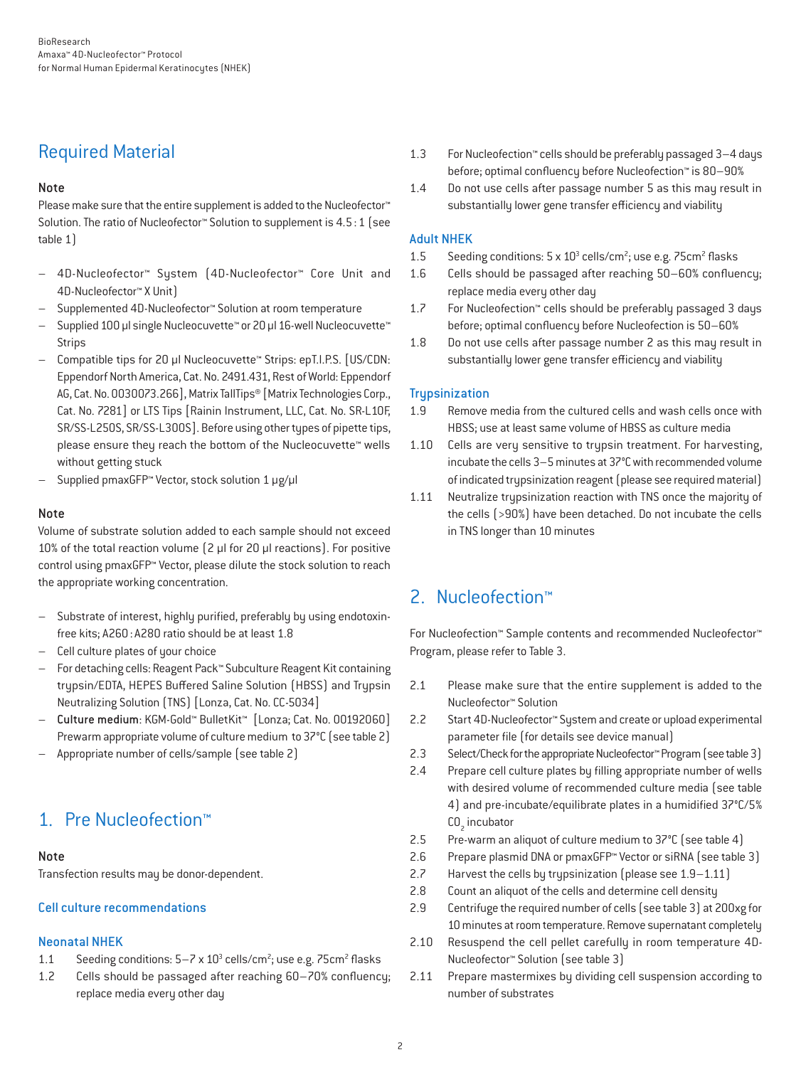## Required Material

### Note

Please make sure that the entire supplement is added to the Nucleofector™ Solution. The ratio of Nucleofector™ Solution to supplement is 4.5 : 1 (see table 1)

- 4D-Nucleofector™ System (4D-Nucleofector™ Core Unit and 4D-Nucleofector™ X Unit)
- Supplemented 4D-Nucleofector™ Solution at room temperature
- Supplied 100 µl single Nucleocuvette™ or 20 µl 16-well Nucleocuvette™ Strips
- Compatible tips for 20 µl Nucleocuvette™ Strips: epT.I.P.S. [US/CDN: Eppendorf North America, Cat. No. 2491.431, Rest of World: Eppendorf AG, Cat. No. 0030073.266], Matrix TallTips® [Matrix Technologies Corp., Cat. No. 7281] or LTS Tips [Rainin Instrument, LLC, Cat. No. SR-L10F, SR/SS-L250S, SR/SS-L300S]. Before using other types of pipette tips, please ensure they reach the bottom of the Nucleocuvette™ wells without getting stuck
- Supplied pmaxGFP™ Vector, stock solution 1 µg/µl

### Note

Volume of substrate solution added to each sample should not exceed 10% of the total reaction volume (2 µl for 20 µl reactions). For positive control using pmaxGFP™ Vector, please dilute the stock solution to reach the appropriate working concentration.

- Substrate of interest, highly purified, preferably by using endotoxin-free kits; A260 : A280 ratio should be at least 1.8
- Cell culture plates of your choice
- For detaching cells: Reagent Pack™ Subculture Reagent Kit containing trypsin/EDTA, HEPES Buffered Saline Solution (HBSS) and Trypsin Neutralizing Solution (TNS) [Lonza, Cat. No. CC-5034]
- **Culture medium**: KGM-Gold™ BulletKit™ [Lonza; Cat. No. 00192060] Prewarm appropriate volume of culture medium to 37°C (see table 2)
- Appropriate number of cells/sample (see table 2)

## 1. Pre Nucleofection™

### Note

Transfection results may be donor-dependent.

### Cell culture recommendations

#### Neonatal NHEK

1.1 Seeding conditions: 5–7 x $10^3$ cells/cm$^2$; use e.g. 75cm$^2$ flasks

1.2 Cells should be passaged after reaching 60–70% confluency; replace media every other day

1.3 For Nucleofection™ cells should be preferably passaged 3–4 days before; optimal confluency before Nucleofection™ is 80–90%

1.4 Do not use cells after passage number 5 as this may result in substantially lower gene transfer efficiency and viability

#### Adult NHEK

1.5 Seeding conditions: 5 x $10^3$ cells/cm$^2$; use e.g. 75cm$^2$ flasks

1.6 Cells should be passaged after reaching 50–60% confluency; replace media every other day

1.7 For Nucleofection™ cells should be preferably passaged 3 days before; optimal confluency before Nucleofection is 50–60%

1.8 Do not use cells after passage number 2 as this may result in substantially lower gene transfer efficiency and viability

#### Trypsinization

1.9 Remove media from the cultured cells and wash cells once with HBSS; use at least same volume of HBSS as culture media

1.10 Cells are very sensitive to trypsin treatment. For harvesting, incubate the cells 3–5 minutes at 37°C with recommended volume of indicated trypsinization reagent (please see required material)

1.11 Neutralize trypsinization reaction with TNS once the majority of the cells (>90%) have been detached. Do not incubate the cells in TNS longer than 10 minutes

## 2. Nucleofection™

For Nucleofection™ Sample contents and recommended Nucleofector™ Program, please refer to Table 3.

2.1 Please make sure that the entire supplement is added to the Nucleofector™ Solution

2.2 Start 4D-Nucleofector™ System and create or upload experimental parameter file (for details see device manual)

2.3 Select/Check for the appropriate Nucleofector™ Program (see table 3)

2.4 Prepare cell culture plates by filling appropriate number of wells with desired volume of recommended culture media (see table 4) and pre-incubate/equilibrate plates in a humidified 37°C/5% $CO_2$ incubator

2.5 Pre-warm an aliquot of culture medium to 37°C (see table 4)

2.6 Prepare plasmid DNA or pmaxGFP™ Vector or siRNA (see table 3)

2.7 Harvest the cells by trypsinization (please see 1.9–1.11)

2.8 Count an aliquot of the cells and determine cell density

2.9 Centrifuge the required number of cells (see table 3) at 200xg for 10 minutes at room temperature. Remove supernatant completely

2.10 Resuspend the cell pellet carefully in room temperature 4D-Nucleofector™ Solution (see table 3)

2.11 Prepare mastermixes by dividing cell suspension according to number of substrates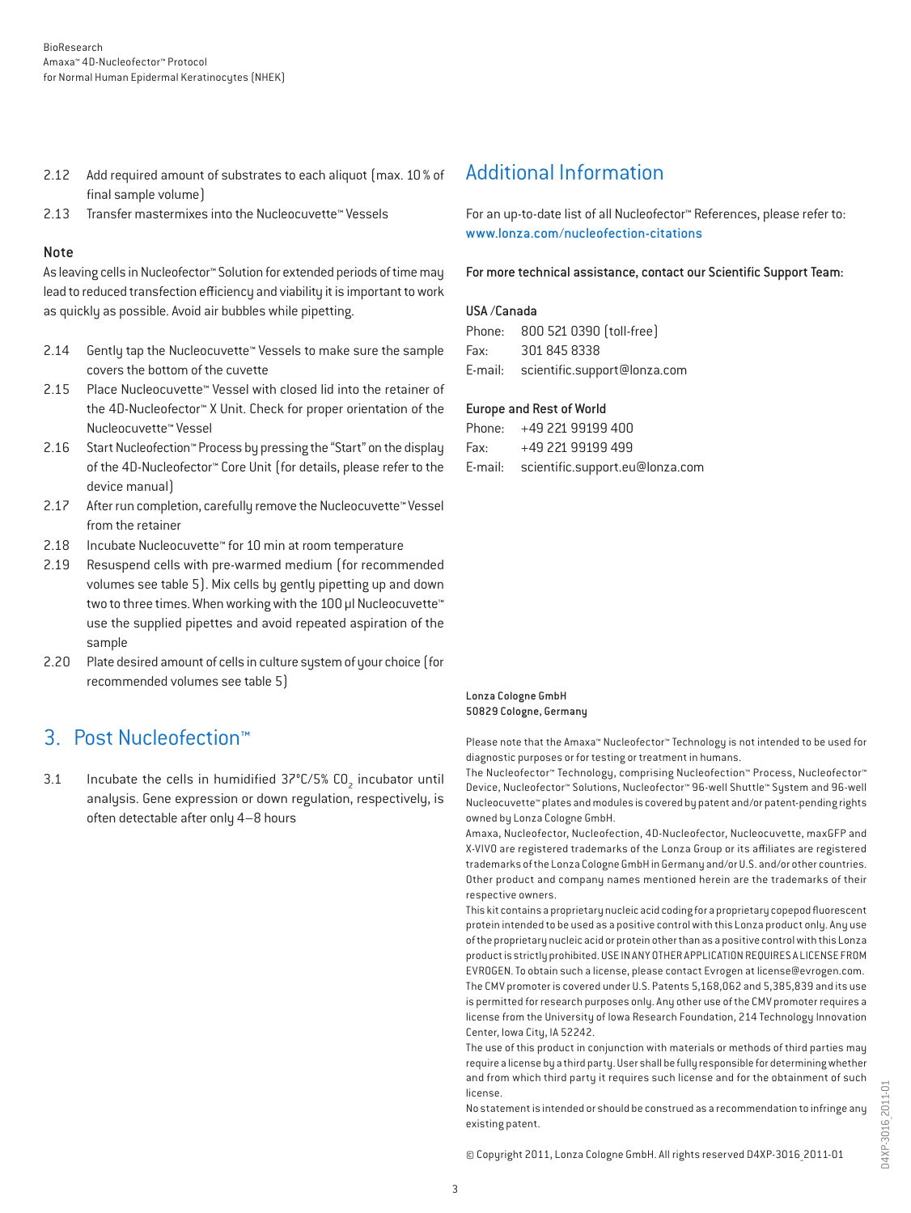2.12 Add required amount of substrates to each aliquot (max. 10 % of final sample volume)

2.13 Transfer mastermixes into the Nucleocuvette™ Vessels

### Note

As leaving cells in Nucleofector™ Solution for extended periods of time may lead to reduced transfection efficiency and viability it is important to work as quickly as possible. Avoid air bubbles while pipetting.

2.14 Gently tap the Nucleocuvette™ Vessels to make sure the sample covers the bottom of the cuvette

2.15 Place Nucleocuvette™ Vessel with closed lid into the retainer of the 4D-Nucleofector™ X Unit. Check for proper orientation of the Nucleocuvette™ Vessel

2.16 Start Nucleofection™ Process by pressing the "Start" on the display of the 4D-Nucleofector™ Core Unit (for details, please refer to the device manual)

2.17 After run completion, carefully remove the Nucleocuvette™ Vessel from the retainer

2.18 Incubate Nucleocuvette™ for 10 min at room temperature

2.19 Resuspend cells with pre-warmed medium (for recommended volumes see table 5). Mix cells by gently pipetting up and down two to three times. When working with the 100 µl Nucleocuvette™ use the supplied pipettes and avoid repeated aspiration of the sample

2.20 Plate desired amount of cells in culture system of your choice (for recommended volumes see table 5)

## 3. Post Nucleofection™

3.1 Incubate the cells in humidified 37°C/5% $CO_2$ incubator until analysis. Gene expression or down regulation, respectively, is often detectable after only 4–8 hours

## Additional Information

For an up-to-date list of all Nucleofector™ References, please refer to: www.lonza.com/nucleofection-citations

For more technical assistance, contact our Scientific Support Team:

**USA /Canada**

Phone: 800 521 0390 (toll-free)
Fax: 301 845 8338
E-mail: scientific.support@lonza.com

**Europe and Rest of World**

Phone: +49 221 99199 400
Fax: +49 221 99199 499
E-mail: scientific.support.eu@lonza.com

Lonza Cologne GmbH
50829 Cologne, Germany

Please note that the Amaxa™ Nucleofector™ Technology is not intended to be used for diagnostic purposes or for testing or treatment in humans.
The Nucleofector™ Technology, comprising Nucleofection™ Process, Nucleofector™ Device, Nucleofector™ Solutions, Nucleofector™ 96-well Shuttle™ System and 96-well Nucleocuvette™ plates and modules is covered by patent and/or patent-pending rights owned by Lonza Cologne GmbH.
Amaxa, Nucleofector, Nucleofection, 4D-Nucleofector, Nucleocuvette, maxGFP and X-VIVO are registered trademarks of the Lonza Group or its affiliates are registered trademarks of the Lonza Cologne GmbH in Germany and/or U.S. and/or other countries. Other product and company names mentioned herein are the trademarks of their respective owners.
This kit contains a proprietary nucleic acid coding for a proprietary copepod fluorescent protein intended to be used as a positive control with this Lonza product only. Any use of the proprietary nucleic acid or protein other than as a positive control with this Lonza product is strictly prohibited. USE IN ANY OTHER APPLICATION REQUIRES A LICENSE FROM EVROGEN. To obtain such a license, please contact Evrogen at license@evrogen.com.
The CMV promoter is covered under U.S. Patents 5,168,062 and 5,385,839 and its use is permitted for research purposes only. Any other use of the CMV promoter requires a license from the University of Iowa Research Foundation, 214 Technology Innovation Center, Iowa City, IA 52242.
The use of this product in conjunction with materials or methods of third parties may require a license by a third party. User shall be fully responsible for determining whether and from which third party it requires such license and for the obtainment of such license.
No statement is intended or should be construed as a recommendation to infringe any existing patent.

© Copyright 2011, Lonza Cologne GmbH. All rights reserved D4XP-3016_2011-01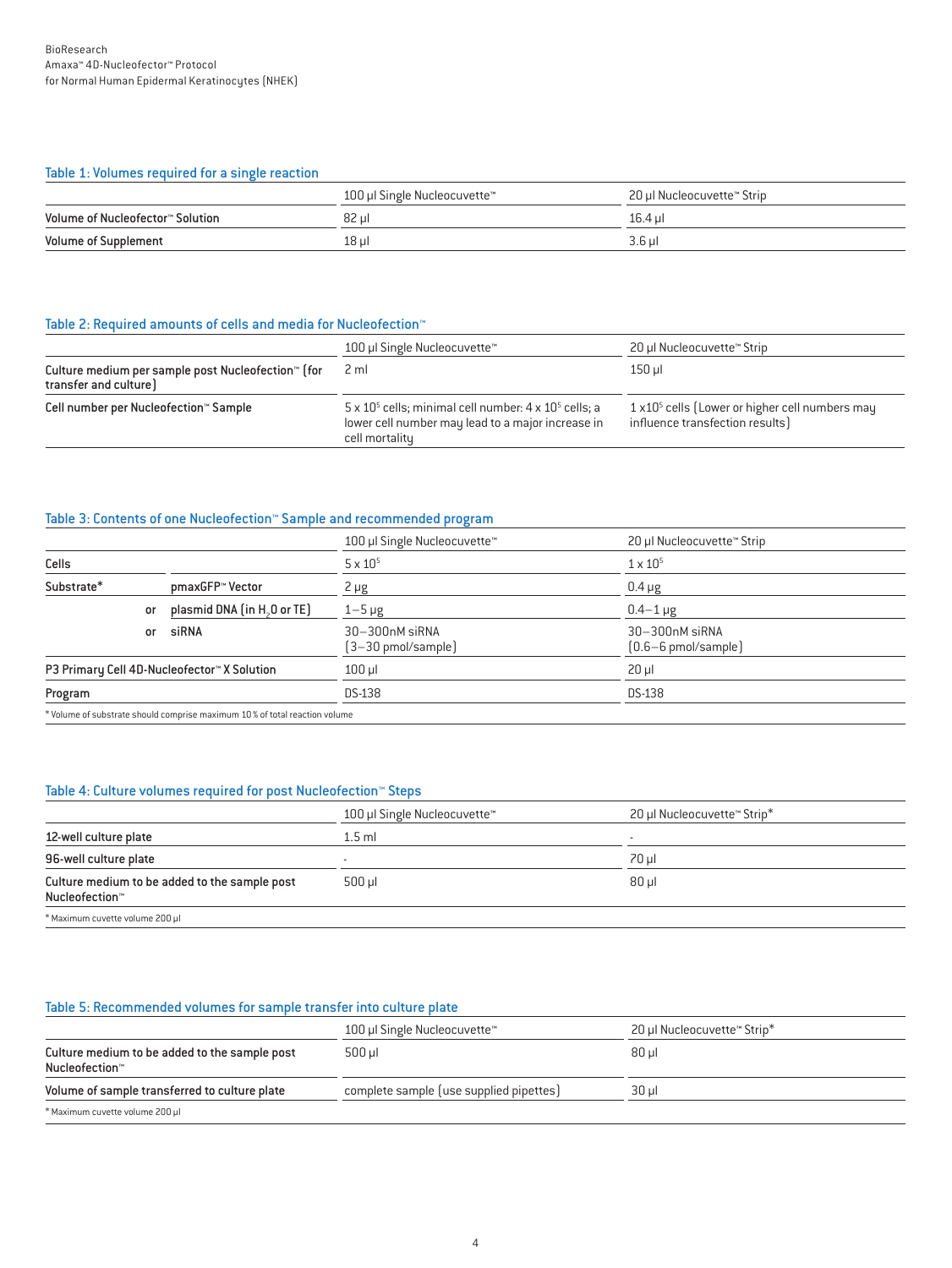### Table 1: Volumes required for a single reaction

| | 100 µl Single Nucleocuvette™ | 20 µl Nucleocuvette™ Strip |
|---|---|---|
| **Volume of Nucleofector™ Solution** | 82 µl | 16.4 µl |
| **Volume of Supplement** | 18 µl | 3.6 µl |

### Table 2: Required amounts of cells and media for Nucleofection™

| | 100 µl Single Nucleocuvette™ | 20 µl Nucleocuvette™ Strip |
|---|---|---|
| **Culture medium per sample post Nucleofection™ (for transfer and culture)** | 2 ml | 150 µl |
| **Cell number per Nucleofection™ Sample** | $5 \times 10^5$ cells; minimal cell number: $4 \times 10^5$ cells; a lower cell number may lead to a major increase in cell mortality | $1 \times 10^5$ cells (Lower or higher cell numbers may influence transfection results) |

### Table 3: Contents of one Nucleofection™ Sample and recommended program

| | | | 100 µl Single Nucleocuvette™ | 20 µl Nucleocuvette™ Strip |
|---|---|---|---|---|
| **Cells** | | | $5 \times 10^5$ | $1 \times 10^5$ |
| **Substrate*** | | **pmaxGFP™ Vector** | 2 µg | 0.4 µg |
| | **or** | **plasmid DNA (in $H_2O$ or TE)** | 1–5 µg | 0.4–1 µg |
| | **or** | **siRNA** | 30–300nM siRNA (3–30 pmol/sample) | 30–300nM siRNA (0.6–6 pmol/sample) |
| **P3 Primary Cell 4D-Nucleofector™ X Solution** | | | 100 µl | 20 µl |
| **Program** | | | DS-138 | DS-138 |

\* Volume of substrate should comprise maximum 10% of total reaction volume

### Table 4: Culture volumes required for post Nucleofection™ Steps

| | 100 µl Single Nucleocuvette™ | 20 µl Nucleocuvette™ Strip* |
|---|---|---|
| **12-well culture plate** | 1.5 ml | - |
| **96-well culture plate** | - | 70 µl |
| **Culture medium to be added to the sample post Nucleofection™** | 500 µl | 80 µl |

\* Maximum cuvette volume 200 µl

### Table 5: Recommended volumes for sample transfer into culture plate

| | 100 µl Single Nucleocuvette™ | 20 µl Nucleocuvette™ Strip* |
|---|---|---|
| **Culture medium to be added to the sample post Nucleofection™** | 500 µl | 80 µl |
| **Volume of sample transferred to culture plate** | complete sample (use supplied pipettes) | 30 µl |

\* Maximum cuvette volume 200 µl